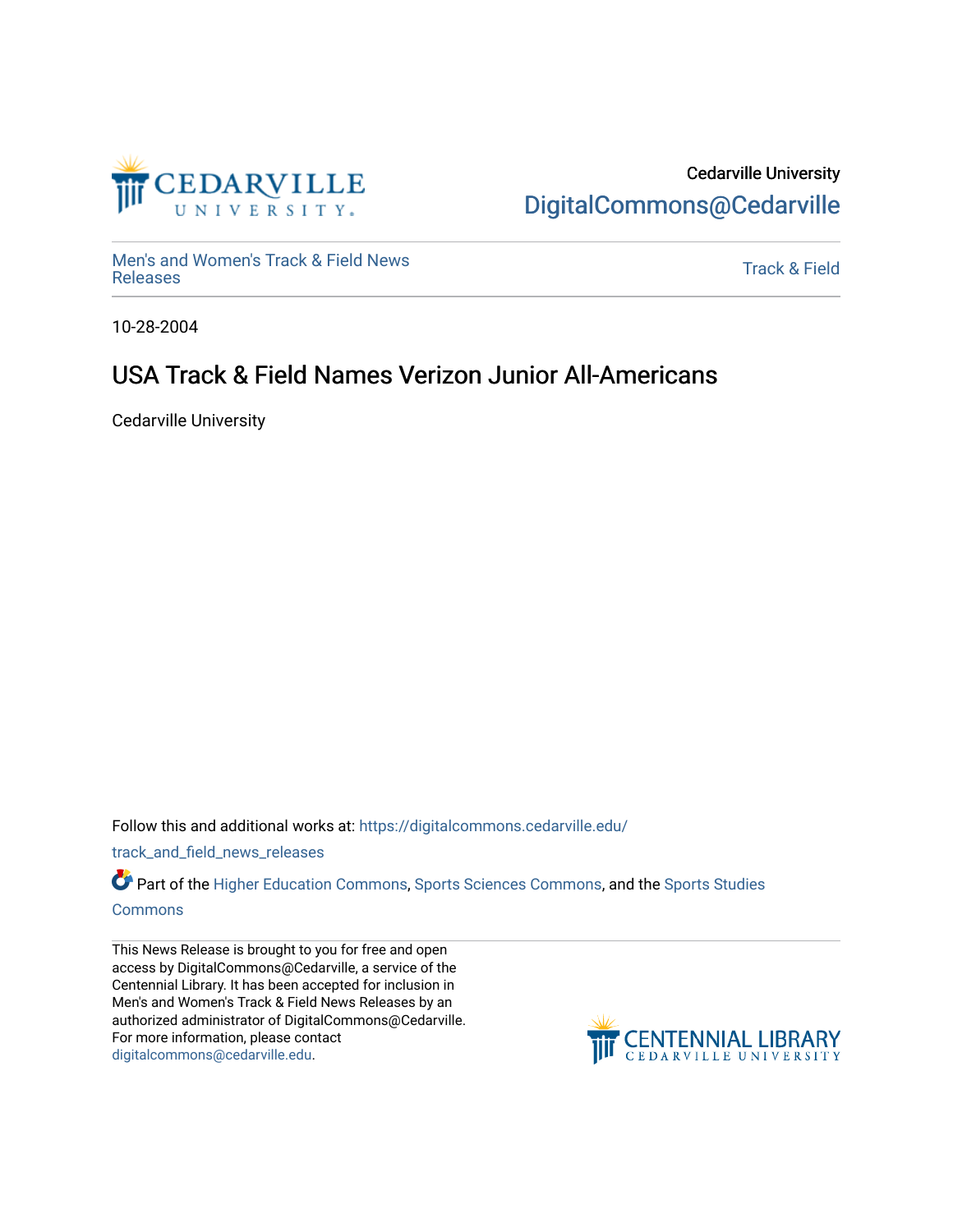Cedarville University
DigitalCommons@Cedarville

Men's and Women's Track & Field News Releases

Track & Field

10-28-2004

# USA Track & Field Names Verizon Junior All-Americans

Cedarville University

Follow this and additional works at: https://digitalcommons.cedarville.edu/track_and_field_news_releases

Part of the Higher Education Commons, Sports Sciences Commons, and the Sports Studies Commons

This News Release is brought to you for free and open access by DigitalCommons@Cedarville, a service of the Centennial Library. It has been accepted for inclusion in Men's and Women's Track & Field News Releases by an authorized administrator of DigitalCommons@Cedarville. For more information, please contact digitalcommons@cedarville.edu.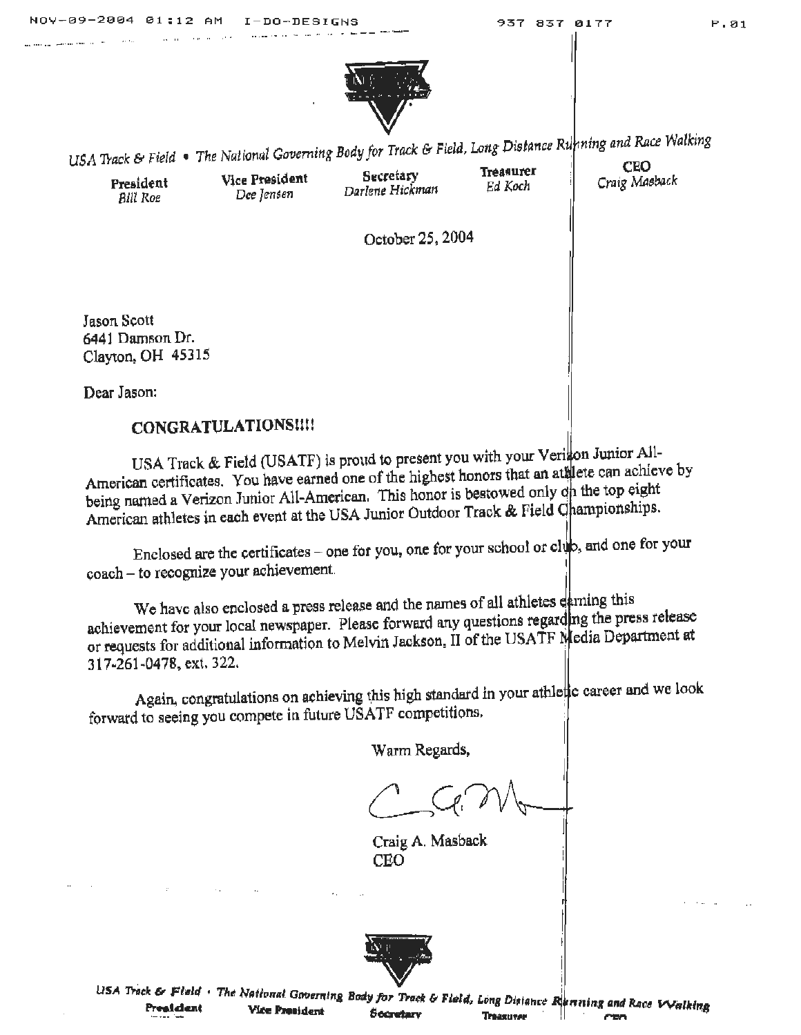USA Track & Field • The National Governing Body for Track & Field, Long Distance Running and Race Walking

| President | Vice President | Secretary | Treasurer | CEO |
|---|---|---|---|---|
| *Bill Roe* | *Dee Jensen* | *Darlene Hickman* | *Ed Koch* | *Craig Masback* |

October 25, 2004

Jason Scott
6441 Damson Dr.
Clayton, OH 45315

Dear Jason:

**CONGRATULATIONS!!!!**

USA Track & Field (USATF) is proud to present you with your Verizon Junior All-American certificates. You have earned one of the highest honors that an athlete can achieve by being named a Verizon Junior All-American. This honor is bestowed only on the top eight American athletes in each event at the USA Junior Outdoor Track & Field Championships.

Enclosed are the certificates – one for you, one for your school or club, and one for your coach – to recognize your achievement.

We have also enclosed a press release and the names of all athletes earning this achievement for your local newspaper. Please forward any questions regarding the press release or requests for additional information to Melvin Jackson, II of the USATF Media Department at 317-261-0478, ext. 322.

Again, congratulations on achieving this high standard in your athletic career and we look forward to seeing you compete in future USATF competitions.

Warm Regards,

Craig A. Masback
CEO

USA Track & Field • The National Governing Body for Track & Field, Long Distance Running and Race Walking

President Vice President Secretary Treasurer CEO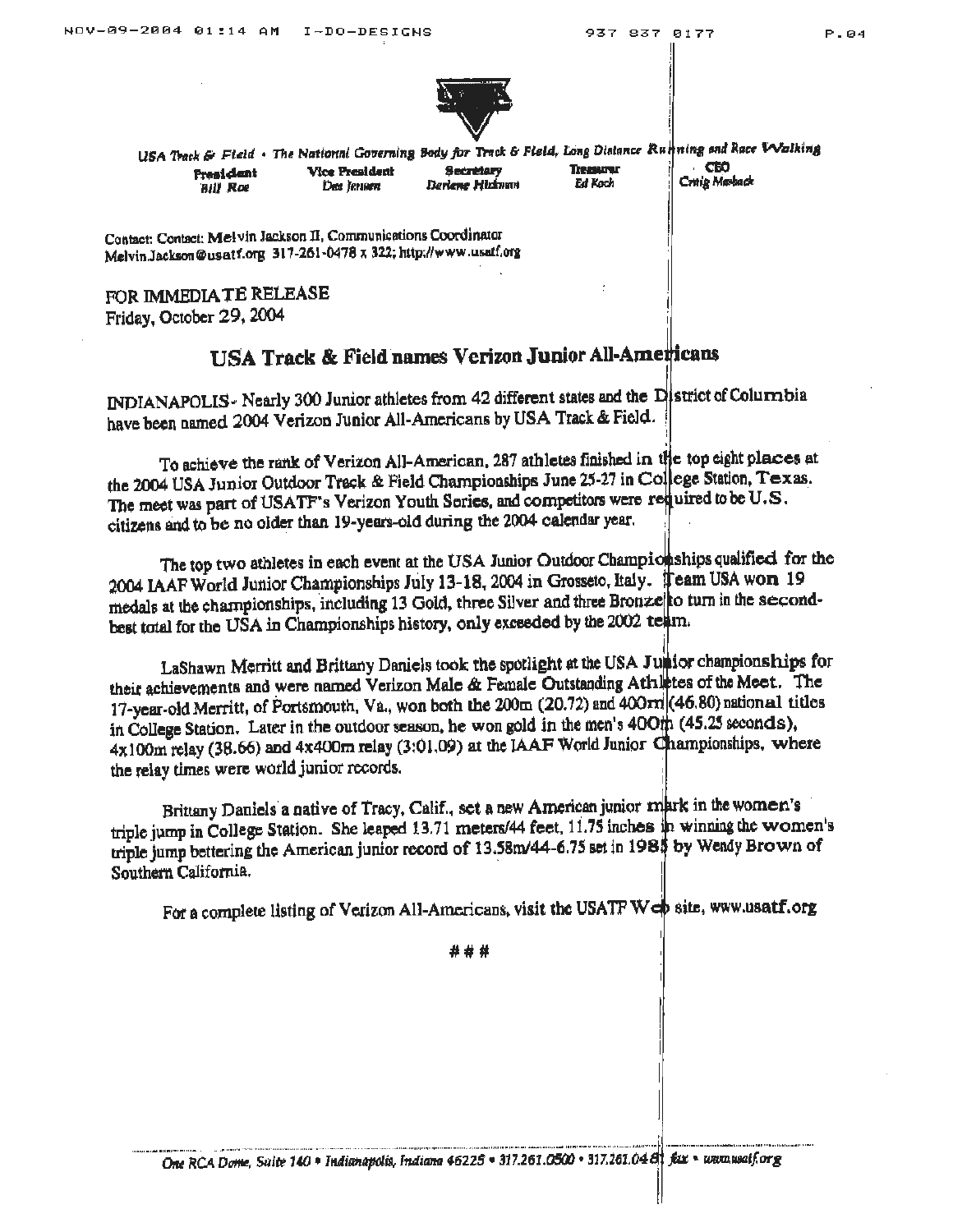USA Track & Field • The National Governing Body for Track & Field, Long Distance Running and Race Walking

| President | Vice President | Secretary | Treasurer | CEO |
|---|---|---|---|---|
| Bill Roe | Des Jensen | Darlene Hickman | Ed Koch | Craig Masback |

Contact: Contact: Melvin Jackson II, Communications Coordinator
Melvin.Jackson@usatf.org 317-261-0478 x 322; http://www.usatf.org

FOR IMMEDIATE RELEASE
Friday, October 29, 2004

## USA Track & Field names Verizon Junior All-Americans

INDIANAPOLIS - Nearly 300 Junior athletes from 42 different states and the District of Columbia have been named 2004 Verizon Junior All-Americans by USA Track & Field.

To achieve the rank of Verizon All-American, 287 athletes finished in the top eight places at the 2004 USA Junior Outdoor Track & Field Championships June 25-27 in College Station, Texas. The meet was part of USATF's Verizon Youth Series, and competitors were required to be U.S. citizens and to be no older than 19-years-old during the 2004 calendar year.

The top two athletes in each event at the USA Junior Outdoor Championships qualified for the 2004 IAAF World Junior Championships July 13-18, 2004 in Grosseto, Italy. Team USA won 19 medals at the championships, including 13 Gold, three Silver and three Bronze to turn in the second-best total for the USA in Championships history, only exceeded by the 2002 team.

LaShawn Merritt and Brittany Daniels took the spotlight at the USA Junior championships for their achievements and were named Verizon Male & Female Outstanding Athletes of the Meet. The 17-year-old Merritt, of Portsmouth, Va., won both the 200m (20.72) and 400m (46.80) national titles in College Station. Later in the outdoor season, he won gold in the men's 400m (45.25 seconds), 4x100m relay (38.66) and 4x400m relay (3:01.09) at the IAAF World Junior Championships, where the relay times were world junior records.

Brittany Daniels a native of Tracy, Calif., set a new American junior mark in the women's triple jump in College Station. She leaped 13.71 meters/44 feet, 11.75 inches in winning the women's triple jump bettering the American junior record of 13.58m/44-6.75 set in 1985 by Wendy Brown of Southern California.

For a complete listing of Verizon All-Americans, visit the USATF Web site, www.usatf.org

###

One RCA Dome, Suite 140 • Indianapolis, Indiana 46225 • 317.261.0500 • 317.261.0481 fax • www.usatf.org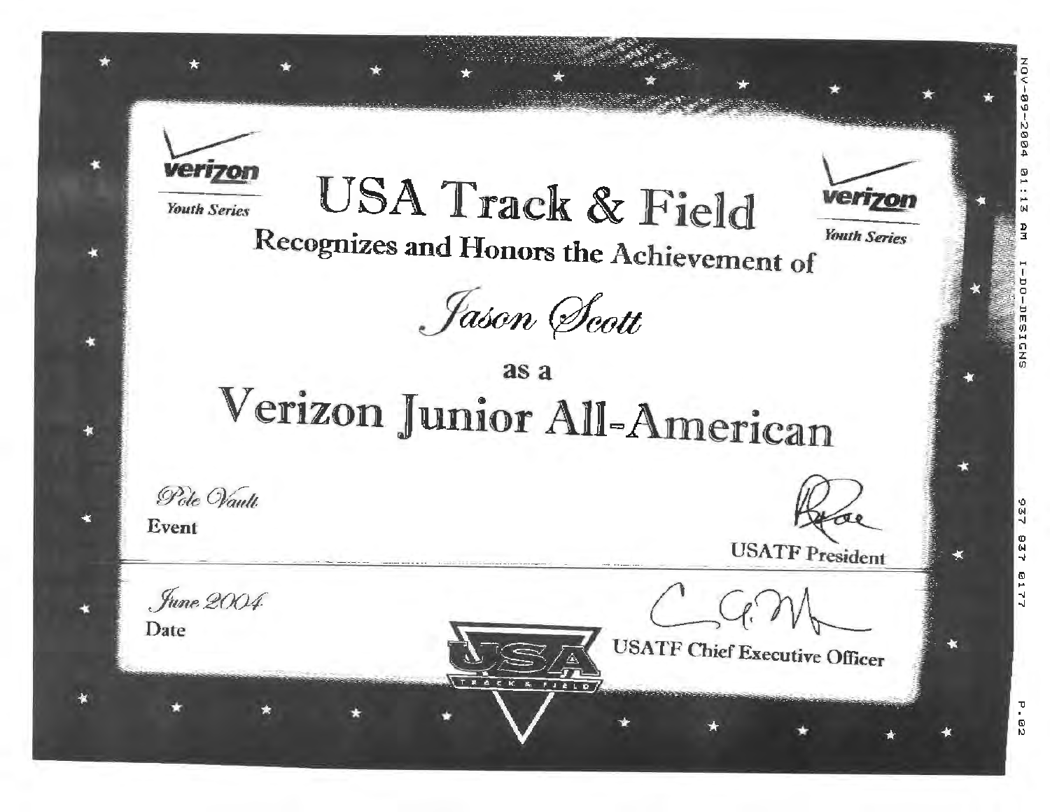verizon

*Youth Series*

# USA Track & Field

## Recognizes and Honors the Achievement of

*Jason Scott*

**as a**

# Verizon Junior All-American

*Pole Vault*

**Event**

**USATF President**

*June 2004*

**Date**

**USATF Chief Executive Officer**